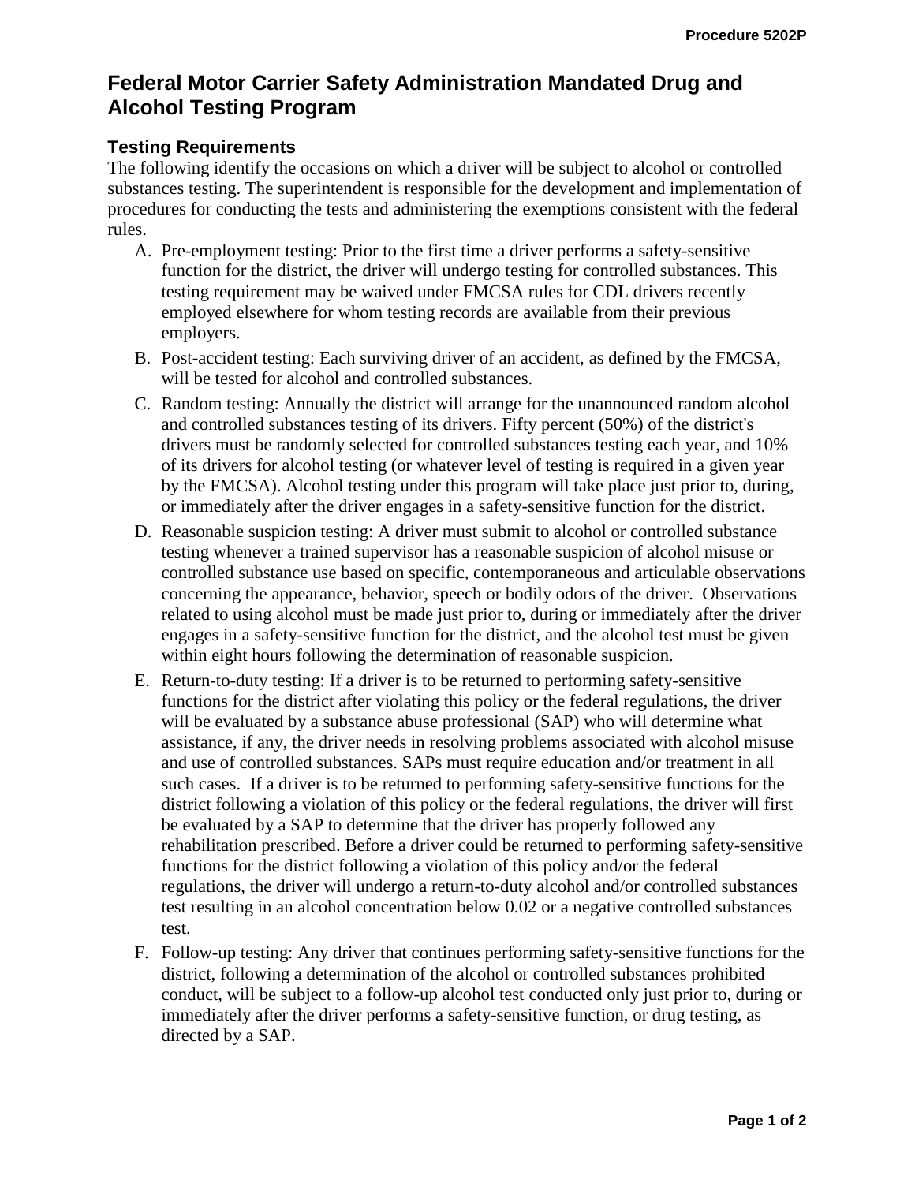# Federal Motor Carrier Safety Administration Mandated Drug and Alcohol Testing Program

## Testing Requirements

The following identify the occasions on which a driver will be subject to alcohol or controlled substances testing. The superintendent is responsible for the development and implementation of procedures for conducting the tests and administering the exemptions consistent with the federal rules.

A. Pre-employment testing: Prior to the first time a driver performs a safety-sensitive function for the district, the driver will undergo testing for controlled substances. This testing requirement may be waived under FMCSA rules for CDL drivers recently employed elsewhere for whom testing records are available from their previous employers.

B. Post-accident testing: Each surviving driver of an accident, as defined by the FMCSA, will be tested for alcohol and controlled substances.

C. Random testing: Annually the district will arrange for the unannounced random alcohol and controlled substances testing of its drivers. Fifty percent (50%) of the district's drivers must be randomly selected for controlled substances testing each year, and 10% of its drivers for alcohol testing (or whatever level of testing is required in a given year by the FMCSA). Alcohol testing under this program will take place just prior to, during, or immediately after the driver engages in a safety-sensitive function for the district.

D. Reasonable suspicion testing: A driver must submit to alcohol or controlled substance testing whenever a trained supervisor has a reasonable suspicion of alcohol misuse or controlled substance use based on specific, contemporaneous and articulable observations concerning the appearance, behavior, speech or bodily odors of the driver. Observations related to using alcohol must be made just prior to, during or immediately after the driver engages in a safety-sensitive function for the district, and the alcohol test must be given within eight hours following the determination of reasonable suspicion.

E. Return-to-duty testing: If a driver is to be returned to performing safety-sensitive functions for the district after violating this policy or the federal regulations, the driver will be evaluated by a substance abuse professional (SAP) who will determine what assistance, if any, the driver needs in resolving problems associated with alcohol misuse and use of controlled substances. SAPs must require education and/or treatment in all such cases. If a driver is to be returned to performing safety-sensitive functions for the district following a violation of this policy or the federal regulations, the driver will first be evaluated by a SAP to determine that the driver has properly followed any rehabilitation prescribed. Before a driver could be returned to performing safety-sensitive functions for the district following a violation of this policy and/or the federal regulations, the driver will undergo a return-to-duty alcohol and/or controlled substances test resulting in an alcohol concentration below 0.02 or a negative controlled substances test.

F. Follow-up testing: Any driver that continues performing safety-sensitive functions for the district, following a determination of the alcohol or controlled substances prohibited conduct, will be subject to a follow-up alcohol test conducted only just prior to, during or immediately after the driver performs a safety-sensitive function, or drug testing, as directed by a SAP.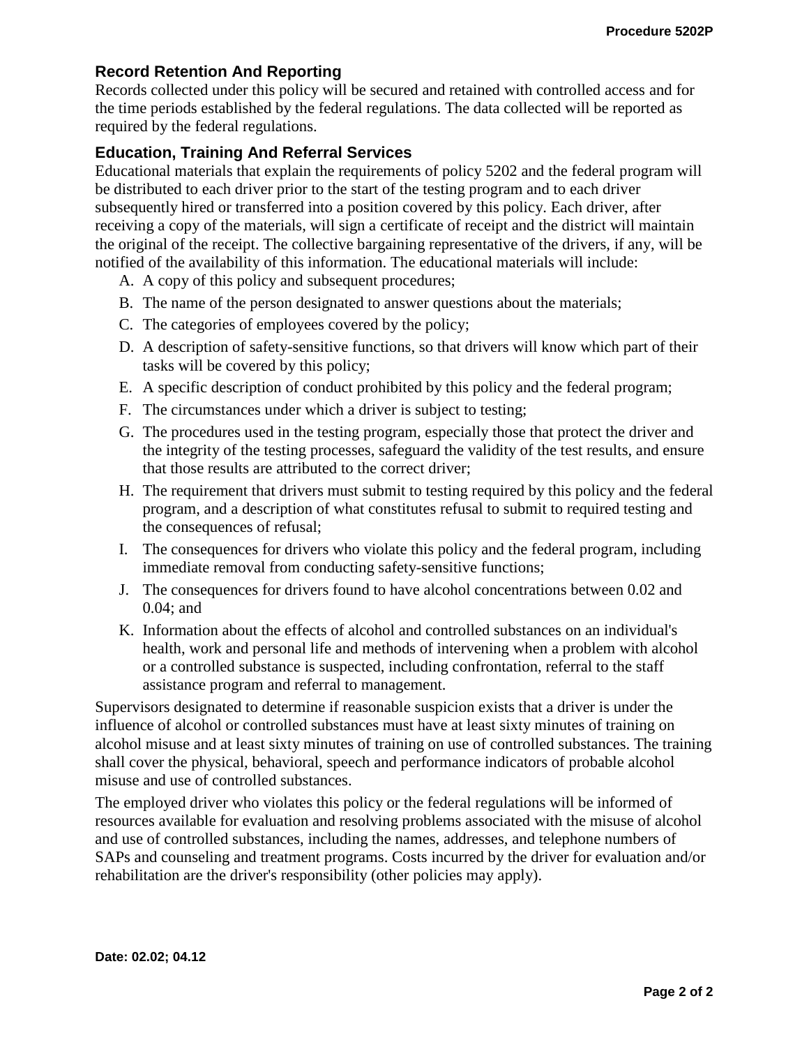## Record Retention And Reporting

Records collected under this policy will be secured and retained with controlled access and for the time periods established by the federal regulations. The data collected will be reported as required by the federal regulations.

## Education, Training And Referral Services

Educational materials that explain the requirements of policy 5202 and the federal program will be distributed to each driver prior to the start of the testing program and to each driver subsequently hired or transferred into a position covered by this policy. Each driver, after receiving a copy of the materials, will sign a certificate of receipt and the district will maintain the original of the receipt. The collective bargaining representative of the drivers, if any, will be notified of the availability of this information. The educational materials will include:

A. A copy of this policy and subsequent procedures;

B. The name of the person designated to answer questions about the materials;

C. The categories of employees covered by the policy;

D. A description of safety-sensitive functions, so that drivers will know which part of their tasks will be covered by this policy;

E. A specific description of conduct prohibited by this policy and the federal program;

F. The circumstances under which a driver is subject to testing;

G. The procedures used in the testing program, especially those that protect the driver and the integrity of the testing processes, safeguard the validity of the test results, and ensure that those results are attributed to the correct driver;

H. The requirement that drivers must submit to testing required by this policy and the federal program, and a description of what constitutes refusal to submit to required testing and the consequences of refusal;

I. The consequences for drivers who violate this policy and the federal program, including immediate removal from conducting safety-sensitive functions;

J. The consequences for drivers found to have alcohol concentrations between 0.02 and 0.04; and

K. Information about the effects of alcohol and controlled substances on an individual's health, work and personal life and methods of intervening when a problem with alcohol or a controlled substance is suspected, including confrontation, referral to the staff assistance program and referral to management.

Supervisors designated to determine if reasonable suspicion exists that a driver is under the influence of alcohol or controlled substances must have at least sixty minutes of training on alcohol misuse and at least sixty minutes of training on use of controlled substances. The training shall cover the physical, behavioral, speech and performance indicators of probable alcohol misuse and use of controlled substances.

The employed driver who violates this policy or the federal regulations will be informed of resources available for evaluation and resolving problems associated with the misuse of alcohol and use of controlled substances, including the names, addresses, and telephone numbers of SAPs and counseling and treatment programs. Costs incurred by the driver for evaluation and/or rehabilitation are the driver's responsibility (other policies may apply).

**Date: 02.02; 04.12**